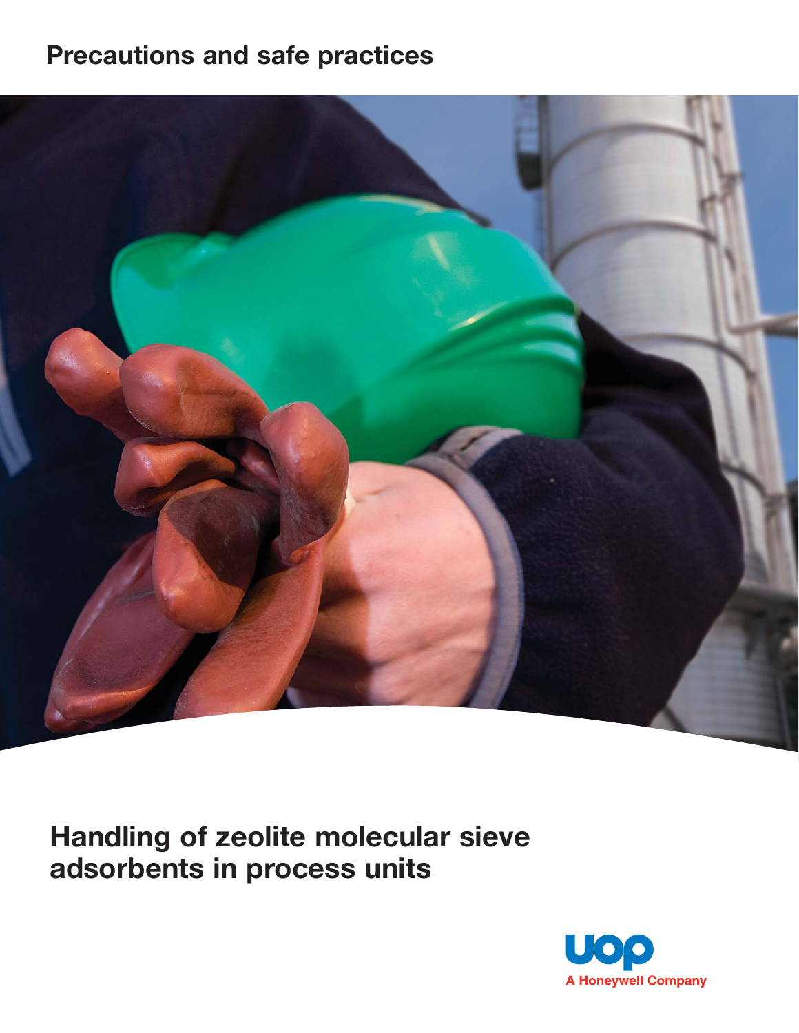## Precautions and safe practices

# Handling of zeolite molecular sieve adsorbents in process units

UOP

A Honeywell Company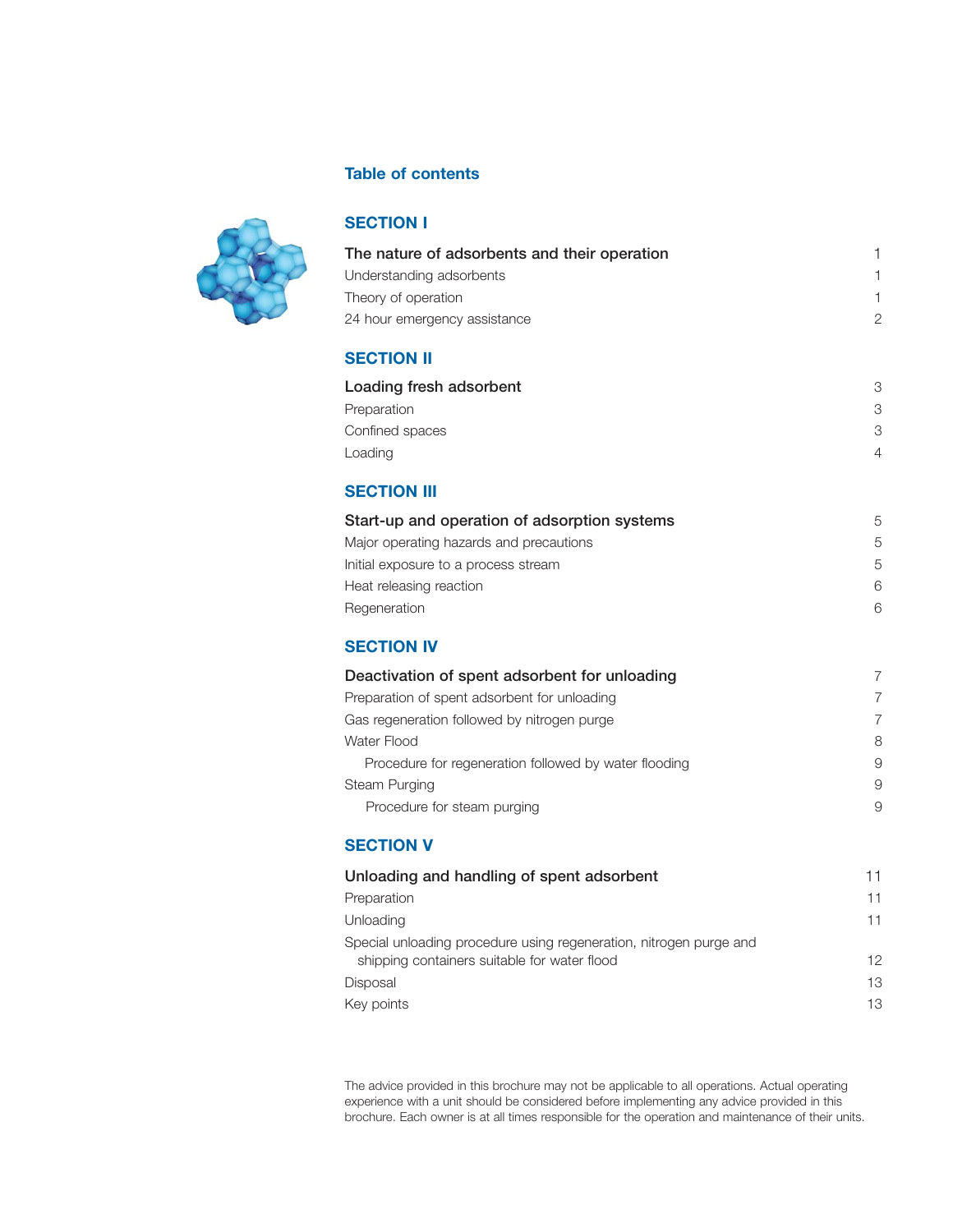## Table of contents

### SECTION I

| | |
|---|---|
| **The nature of adsorbents and their operation** | 1 |
| Understanding adsorbents | 1 |
| Theory of operation | 1 |
| 24 hour emergency assistance | 2 |

### SECTION II

| | |
|---|---|
| **Loading fresh adsorbent** | 3 |
| Preparation | 3 |
| Confined spaces | 3 |
| Loading | 4 |

### SECTION III

| | |
|---|---|
| **Start-up and operation of adsorption systems** | 5 |
| Major operating hazards and precautions | 5 |
| Initial exposure to a process stream | 5 |
| Heat releasing reaction | 6 |
| Regeneration | 6 |

### SECTION IV

| | |
|---|---|
| **Deactivation of spent adsorbent for unloading** | 7 |
| Preparation of spent adsorbent for unloading | 7 |
| Gas regeneration followed by nitrogen purge | 7 |
| Water Flood | 8 |
| Procedure for regeneration followed by water flooding | 9 |
| Steam Purging | 9 |
| Procedure for steam purging | 9 |

### SECTION V

| | |
|---|---|
| **Unloading and handling of spent adsorbent** | 11 |
| Preparation | 11 |
| Unloading | 11 |
| Special unloading procedure using regeneration, nitrogen purge and shipping containers suitable for water flood | 12 |
| Disposal | 13 |
| Key points | 13 |

The advice provided in this brochure may not be applicable to all operations. Actual operating experience with a unit should be considered before implementing any advice provided in this brochure. Each owner is at all times responsible for the operation and maintenance of their units.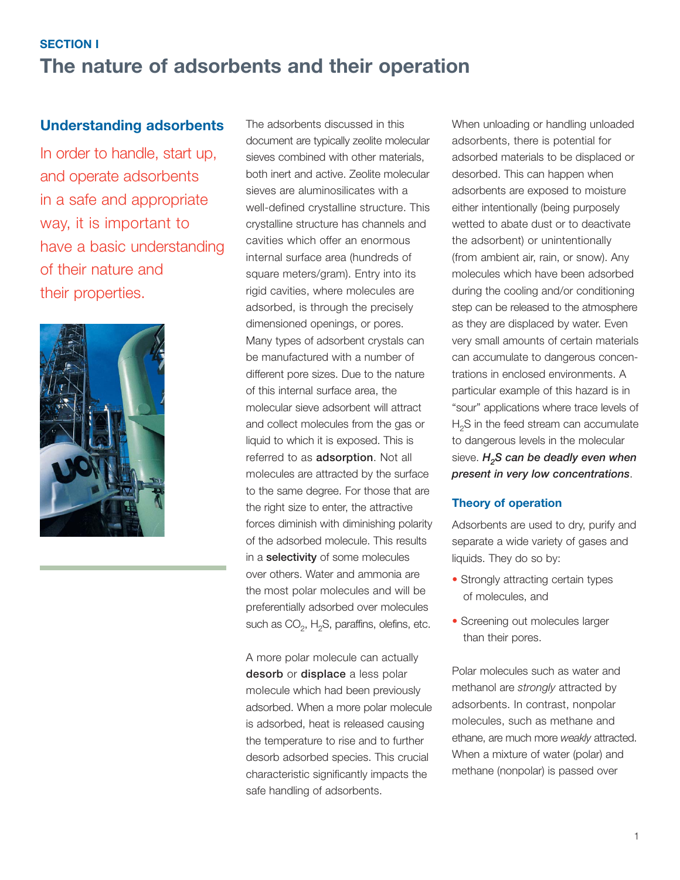SECTION I

# The nature of adsorbents and their operation

## Understanding adsorbents

In order to handle, start up, and operate adsorbents in a safe and appropriate way, it is important to have a basic understanding of their nature and their properties.

The adsorbents discussed in this document are typically zeolite molecular sieves combined with other materials, both inert and active. Zeolite molecular sieves are aluminosilicates with a well-defined crystalline structure. This crystalline structure has channels and cavities which offer an enormous internal surface area (hundreds of square meters/gram). Entry into its rigid cavities, where molecules are adsorbed, is through the precisely dimensioned openings, or pores. Many types of adsorbent crystals can be manufactured with a number of different pore sizes. Due to the nature of this internal surface area, the molecular sieve adsorbent will attract and collect molecules from the gas or liquid to which it is exposed. This is referred to as **adsorption**. Not all molecules are attracted by the surface to the same degree. For those that are the right size to enter, the attractive forces diminish with diminishing polarity of the adsorbed molecule. This results in a **selectivity** of some molecules over others. Water and ammonia are the most polar molecules and will be preferentially adsorbed over molecules such as $CO_2$, $H_2S$, paraffins, olefins, etc.

A more polar molecule can actually **desorb** or **displace** a less polar molecule which had been previously adsorbed. When a more polar molecule is adsorbed, heat is released causing the temperature to rise and to further desorb adsorbed species. This crucial characteristic significantly impacts the safe handling of adsorbents.

When unloading or handling unloaded adsorbents, there is potential for adsorbed materials to be displaced or desorbed. This can happen when adsorbents are exposed to moisture either intentionally (being purposely wetted to abate dust or to deactivate the adsorbent) or unintentionally (from ambient air, rain, or snow). Any molecules which have been adsorbed during the cooling and/or conditioning step can be released to the atmosphere as they are displaced by water. Even very small amounts of certain materials can accumulate to dangerous concentrations in enclosed environments. A particular example of this hazard is in "sour" applications where trace levels of $H_2S$ in the feed stream can accumulate to dangerous levels in the molecular sieve. ***$H_2S$ can be deadly even when present in very low concentrations***.

## Theory of operation

Adsorbents are used to dry, purify and separate a wide variety of gases and liquids. They do so by:

- Strongly attracting certain types of molecules, and
- Screening out molecules larger than their pores.

Polar molecules such as water and methanol are *strongly* attracted by adsorbents. In contrast, nonpolar molecules, such as methane and ethane, are much more *weakly* attracted. When a mixture of water (polar) and methane (nonpolar) is passed over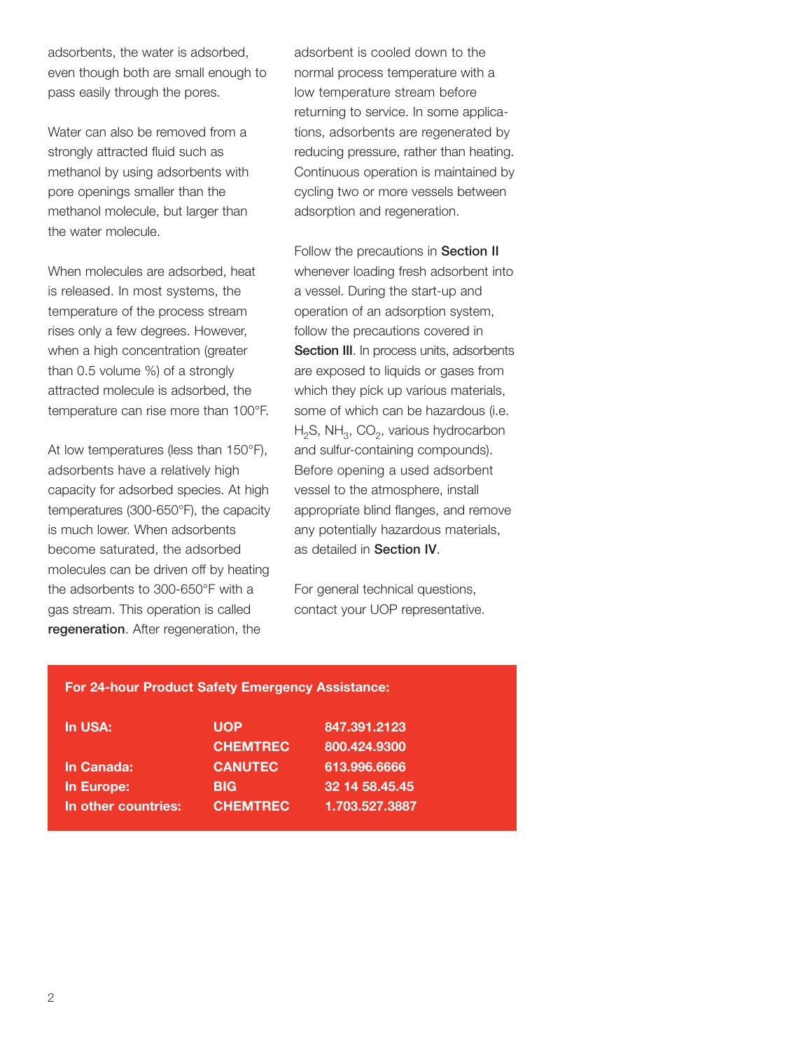adsorbents, the water is adsorbed, even though both are small enough to pass easily through the pores.

Water can also be removed from a strongly attracted fluid such as methanol by using adsorbents with pore openings smaller than the methanol molecule, but larger than the water molecule.

When molecules are adsorbed, heat is released. In most systems, the temperature of the process stream rises only a few degrees. However, when a high concentration (greater than 0.5 volume %) of a strongly attracted molecule is adsorbed, the temperature can rise more than 100°F.

At low temperatures (less than 150°F), adsorbents have a relatively high capacity for adsorbed species. At high temperatures (300-650°F), the capacity is much lower. When adsorbents become saturated, the adsorbed molecules can be driven off by heating the adsorbents to 300-650°F with a gas stream. This operation is called **regeneration**. After regeneration, the adsorbent is cooled down to the normal process temperature with a low temperature stream before returning to service. In some applications, adsorbents are regenerated by reducing pressure, rather than heating. Continuous operation is maintained by cycling two or more vessels between adsorption and regeneration.

Follow the precautions in **Section II** whenever loading fresh adsorbent into a vessel. During the start-up and operation of an adsorption system, follow the precautions covered in **Section III**. In process units, adsorbents are exposed to liquids or gases from which they pick up various materials, some of which can be hazardous (i.e. $H_2S$, $NH_3$, $CO_2$, various hydrocarbon and sulfur-containing compounds). Before opening a used adsorbent vessel to the atmosphere, install appropriate blind flanges, and remove any potentially hazardous materials, as detailed in **Section IV**.

For general technical questions, contact your UOP representative.

**For 24-hour Product Safety Emergency Assistance:**

| | | |
|---|---|---|
| **In USA:** | **UOP** | **847.391.2123** |
| | **CHEMTREC** | **800.424.9300** |
| **In Canada:** | **CANUTEC** | **613.996.6666** |
| **In Europe:** | **BIG** | **32 14 58.45.45** |
| **In other countries:** | **CHEMTREC** | **1.703.527.3887** |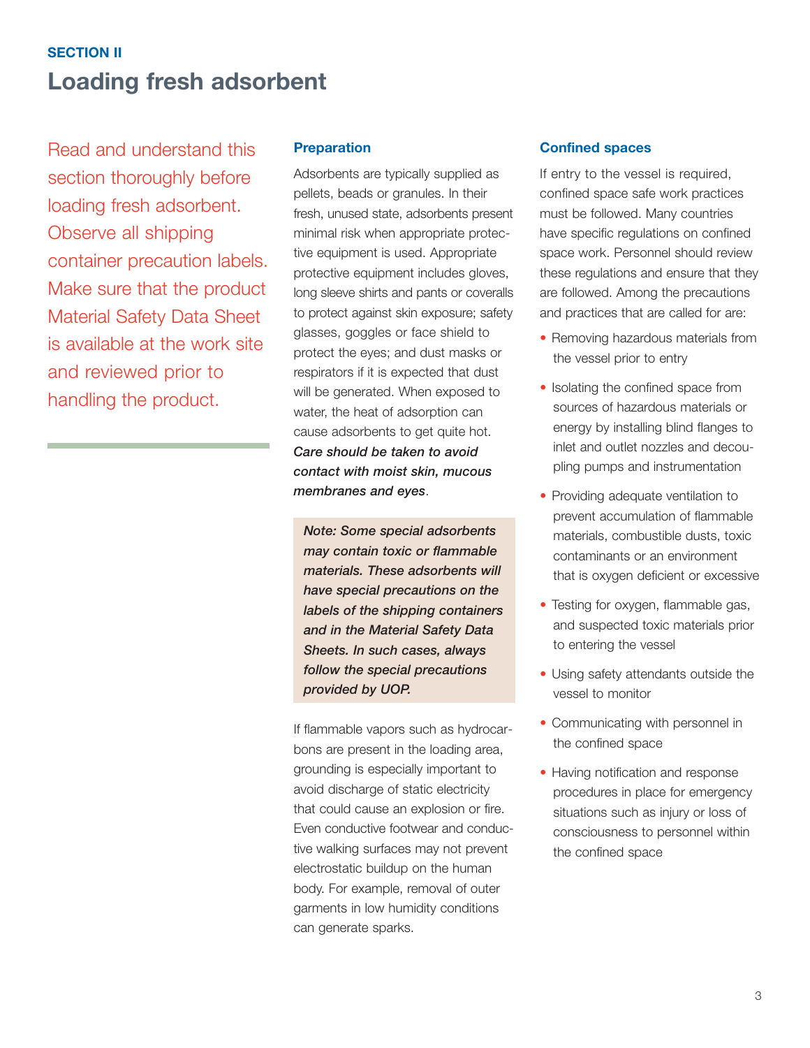SECTION II

# Loading fresh adsorbent

Read and understand this section thoroughly before loading fresh adsorbent. Observe all shipping container precaution labels. Make sure that the product Material Safety Data Sheet is available at the work site and reviewed prior to handling the product.

### Preparation

Adsorbents are typically supplied as pellets, beads or granules. In their fresh, unused state, adsorbents present minimal risk when appropriate protective equipment is used. Appropriate protective equipment includes gloves, long sleeve shirts and pants or coveralls to protect against skin exposure; safety glasses, goggles or face shield to protect the eyes; and dust masks or respirators if it is expected that dust will be generated. When exposed to water, the heat of adsorption can cause adsorbents to get quite hot. ***Care should be taken to avoid contact with moist skin, mucous membranes and eyes***.

***Note: Some special adsorbents may contain toxic or flammable materials. These adsorbents will have special precautions on the labels of the shipping containers and in the Material Safety Data Sheets. In such cases, always follow the special precautions provided by UOP.***

If flammable vapors such as hydrocarbons are present in the loading area, grounding is especially important to avoid discharge of static electricity that could cause an explosion or fire. Even conductive footwear and conductive walking surfaces may not prevent electrostatic buildup on the human body. For example, removal of outer garments in low humidity conditions can generate sparks.

### Confined spaces

If entry to the vessel is required, confined space safe work practices must be followed. Many countries have specific regulations on confined space work. Personnel should review these regulations and ensure that they are followed. Among the precautions and practices that are called for are:

- Removing hazardous materials from the vessel prior to entry
- Isolating the confined space from sources of hazardous materials or energy by installing blind flanges to inlet and outlet nozzles and decoupling pumps and instrumentation
- Providing adequate ventilation to prevent accumulation of flammable materials, combustible dusts, toxic contaminants or an environment that is oxygen deficient or excessive
- Testing for oxygen, flammable gas, and suspected toxic materials prior to entering the vessel
- Using safety attendants outside the vessel to monitor
- Communicating with personnel in the confined space
- Having notification and response procedures in place for emergency situations such as injury or loss of consciousness to personnel within the confined space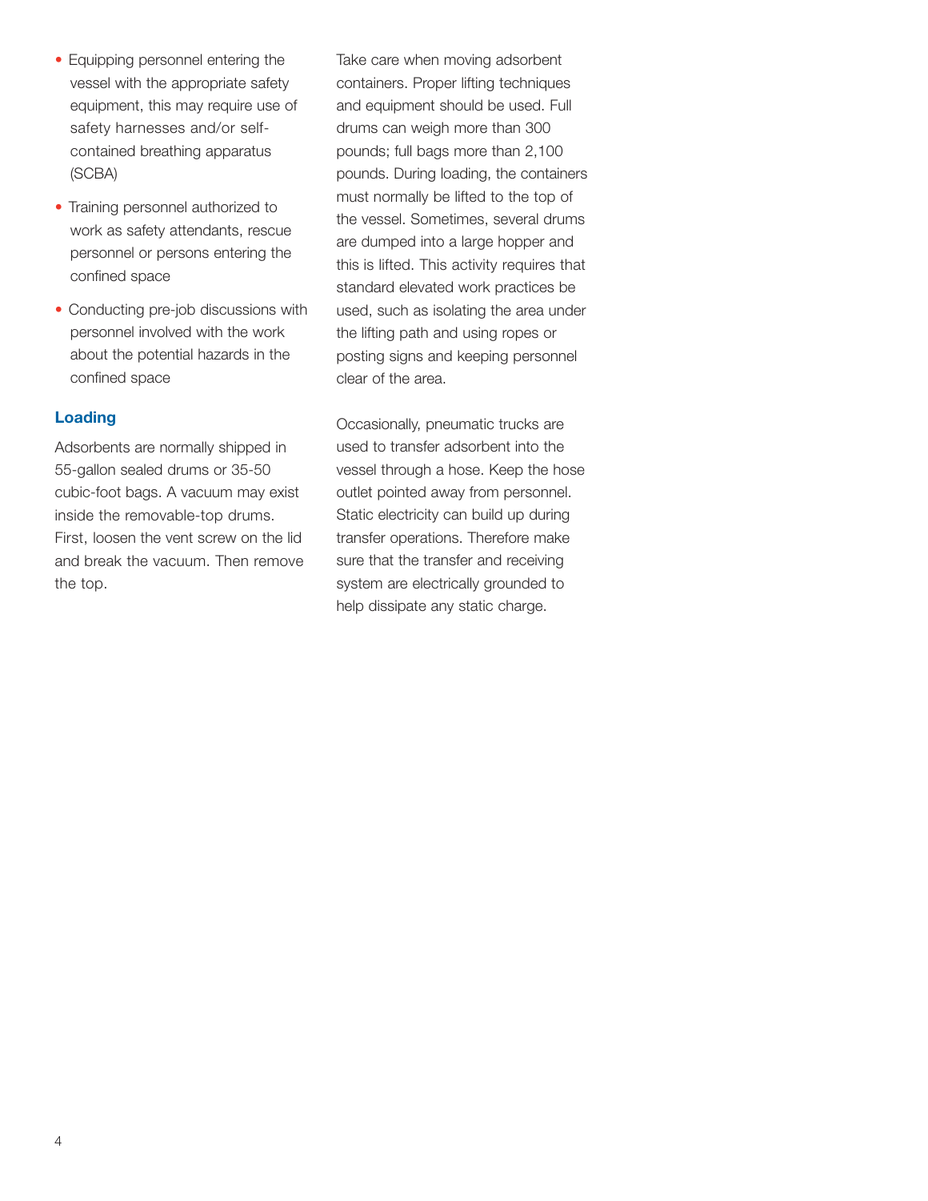- Equipping personnel entering the vessel with the appropriate safety equipment, this may require use of safety harnesses and/or self-contained breathing apparatus (SCBA)
- Training personnel authorized to work as safety attendants, rescue personnel or persons entering the confined space
- Conducting pre-job discussions with personnel involved with the work about the potential hazards in the confined space

### Loading

Adsorbents are normally shipped in 55-gallon sealed drums or 35-50 cubic-foot bags. A vacuum may exist inside the removable-top drums. First, loosen the vent screw on the lid and break the vacuum. Then remove the top.

Take care when moving adsorbent containers. Proper lifting techniques and equipment should be used. Full drums can weigh more than 300 pounds; full bags more than 2,100 pounds. During loading, the containers must normally be lifted to the top of the vessel. Sometimes, several drums are dumped into a large hopper and this is lifted. This activity requires that standard elevated work practices be used, such as isolating the area under the lifting path and using ropes or posting signs and keeping personnel clear of the area.

Occasionally, pneumatic trucks are used to transfer adsorbent into the vessel through a hose. Keep the hose outlet pointed away from personnel. Static electricity can build up during transfer operations. Therefore make sure that the transfer and receiving system are electrically grounded to help dissipate any static charge.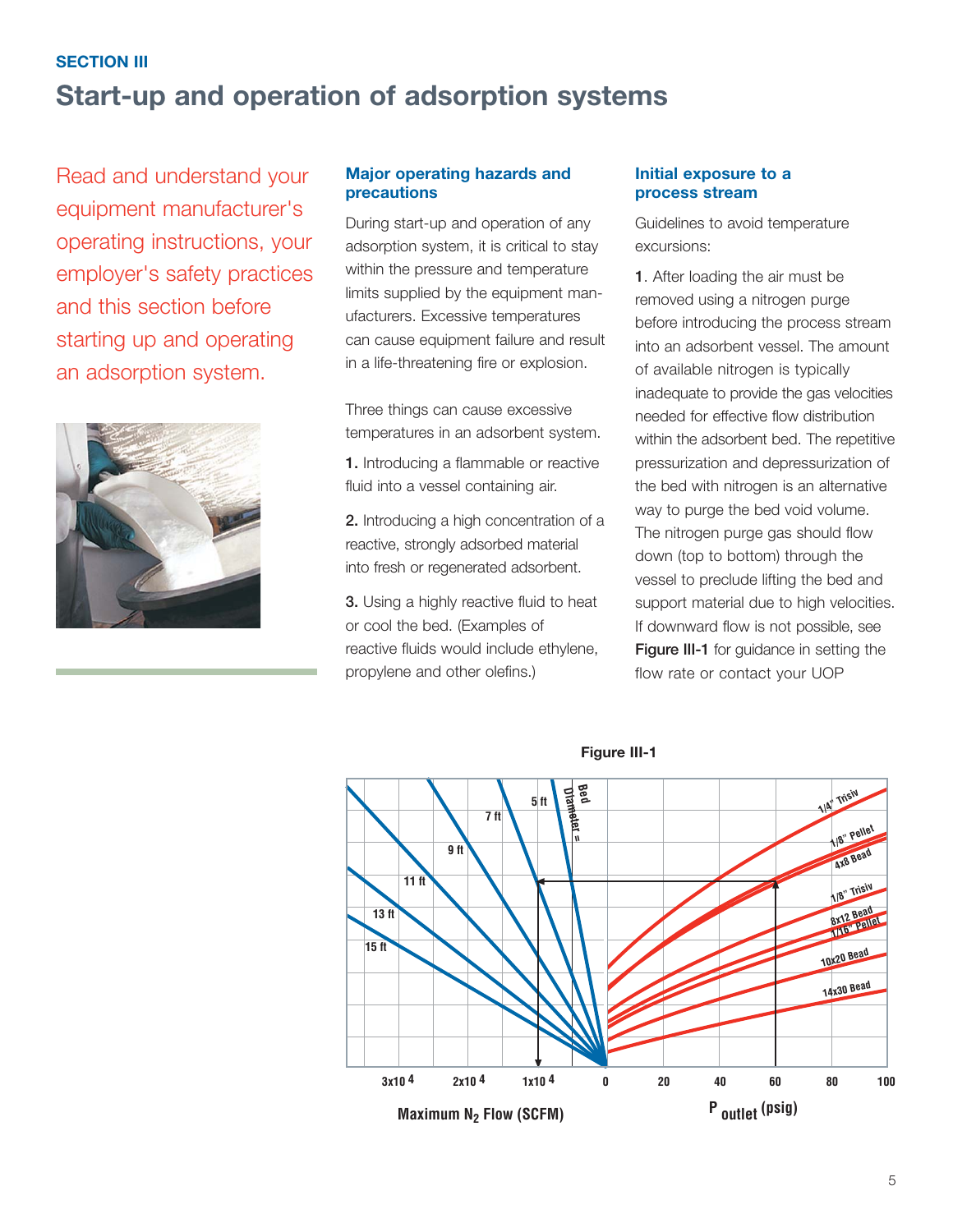**SECTION III**

# Start-up and operation of adsorption systems

Read and understand your equipment manufacturer's operating instructions, your employer's safety practices and this section before starting up and operating an adsorption system.

### Major operating hazards and precautions

During start-up and operation of any adsorption system, it is critical to stay within the pressure and temperature limits supplied by the equipment manufacturers. Excessive temperatures can cause equipment failure and result in a life-threatening fire or explosion.

Three things can cause excessive temperatures in an adsorbent system.

**1.** Introducing a flammable or reactive fluid into a vessel containing air.

**2.** Introducing a high concentration of a reactive, strongly adsorbed material into fresh or regenerated adsorbent.

**3.** Using a highly reactive fluid to heat or cool the bed. (Examples of reactive fluids would include ethylene, propylene and other olefins.)

### Initial exposure to a process stream

Guidelines to avoid temperature excursions:

**1**. After loading the air must be removed using a nitrogen purge before introducing the process stream into an adsorbent vessel. The amount of available nitrogen is typically inadequate to provide the gas velocities needed for effective flow distribution within the adsorbent bed. The repetitive pressurization and depressurization of the bed with nitrogen is an alternative way to purge the bed void volume. The nitrogen purge gas should flow down (top to bottom) through the vessel to preclude lifting the bed and support material due to high velocities. If downward flow is not possible, see **Figure III-1** for guidance in setting the flow rate or contact your UOP

**Figure III-1**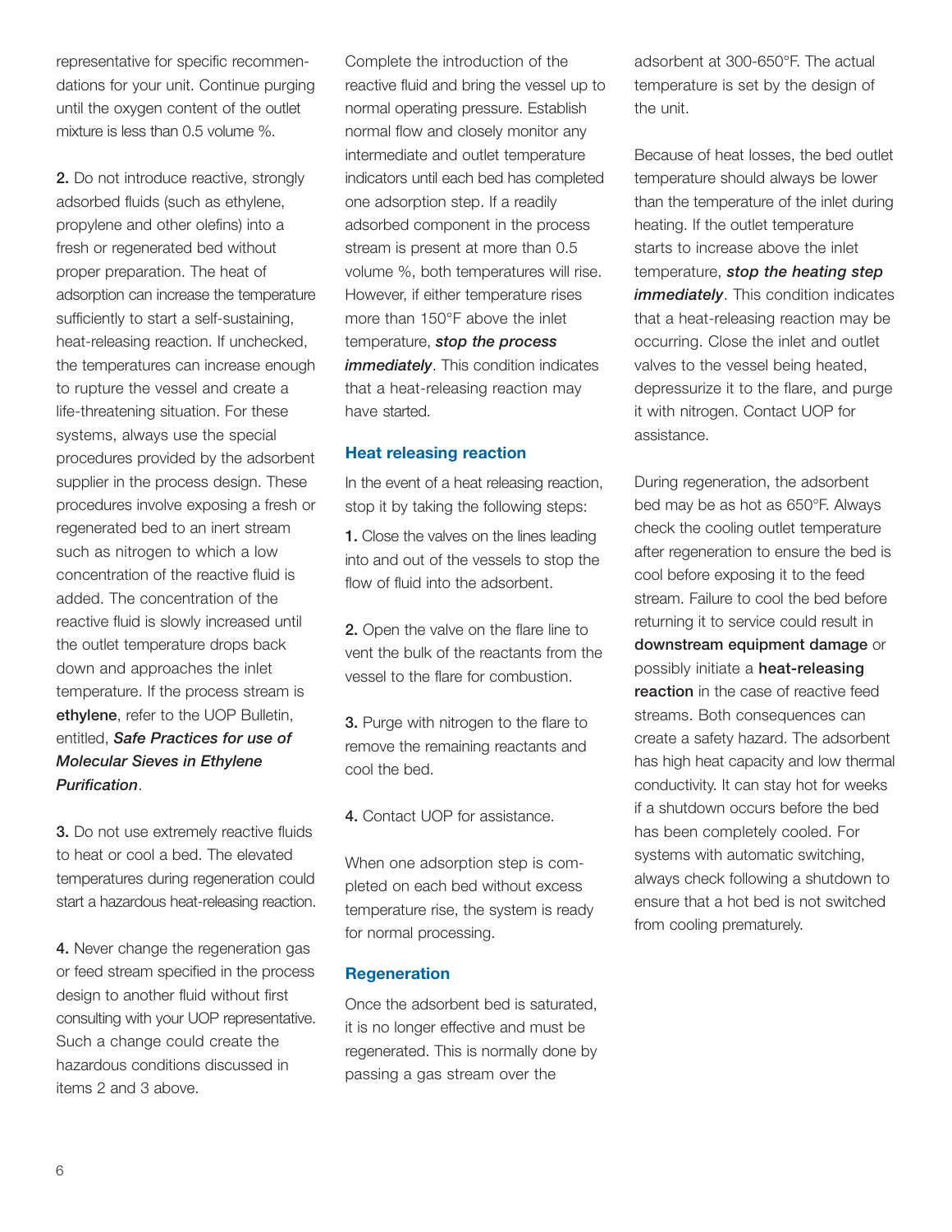representative for specific recommendations for your unit. Continue purging until the oxygen content of the outlet mixture is less than 0.5 volume %.

**2.** Do not introduce reactive, strongly adsorbed fluids (such as ethylene, propylene and other olefins) into a fresh or regenerated bed without proper preparation. The heat of adsorption can increase the temperature sufficiently to start a self-sustaining, heat-releasing reaction. If unchecked, the temperatures can increase enough to rupture the vessel and create a life-threatening situation. For these systems, always use the special procedures provided by the adsorbent supplier in the process design. These procedures involve exposing a fresh or regenerated bed to an inert stream such as nitrogen to which a low concentration of the reactive fluid is added. The concentration of the reactive fluid is slowly increased until the outlet temperature drops back down and approaches the inlet temperature. If the process stream is **ethylene**, refer to the UOP Bulletin, entitled, ***Safe Practices for use of Molecular Sieves in Ethylene Purification***.

**3.** Do not use extremely reactive fluids to heat or cool a bed. The elevated temperatures during regeneration could start a hazardous heat-releasing reaction.

**4.** Never change the regeneration gas or feed stream specified in the process design to another fluid without first consulting with your UOP representative. Such a change could create the hazardous conditions discussed in items 2 and 3 above.

Complete the introduction of the reactive fluid and bring the vessel up to normal operating pressure. Establish normal flow and closely monitor any intermediate and outlet temperature indicators until each bed has completed one adsorption step. If a readily adsorbed component in the process stream is present at more than 0.5 volume %, both temperatures will rise. However, if either temperature rises more than 150°F above the inlet temperature, ***stop the process immediately***. This condition indicates that a heat-releasing reaction may have started.

### Heat releasing reaction

In the event of a heat releasing reaction, stop it by taking the following steps:

**1.** Close the valves on the lines leading into and out of the vessels to stop the flow of fluid into the adsorbent.

**2.** Open the valve on the flare line to vent the bulk of the reactants from the vessel to the flare for combustion.

**3.** Purge with nitrogen to the flare to remove the remaining reactants and cool the bed.

**4.** Contact UOP for assistance.

When one adsorption step is completed on each bed without excess temperature rise, the system is ready for normal processing.

### Regeneration

Once the adsorbent bed is saturated, it is no longer effective and must be regenerated. This is normally done by passing a gas stream over the adsorbent at 300-650°F. The actual temperature is set by the design of the unit.

Because of heat losses, the bed outlet temperature should always be lower than the temperature of the inlet during heating. If the outlet temperature starts to increase above the inlet temperature, ***stop the heating step immediately***. This condition indicates that a heat-releasing reaction may be occurring. Close the inlet and outlet valves to the vessel being heated, depressurize it to the flare, and purge it with nitrogen. Contact UOP for assistance.

During regeneration, the adsorbent bed may be as hot as 650°F. Always check the cooling outlet temperature after regeneration to ensure the bed is cool before exposing it to the feed stream. Failure to cool the bed before returning it to service could result in **downstream equipment damage** or possibly initiate a **heat-releasing reaction** in the case of reactive feed streams. Both consequences can create a safety hazard. The adsorbent has high heat capacity and low thermal conductivity. It can stay hot for weeks if a shutdown occurs before the bed has been completely cooled. For systems with automatic switching, always check following a shutdown to ensure that a hot bed is not switched from cooling prematurely.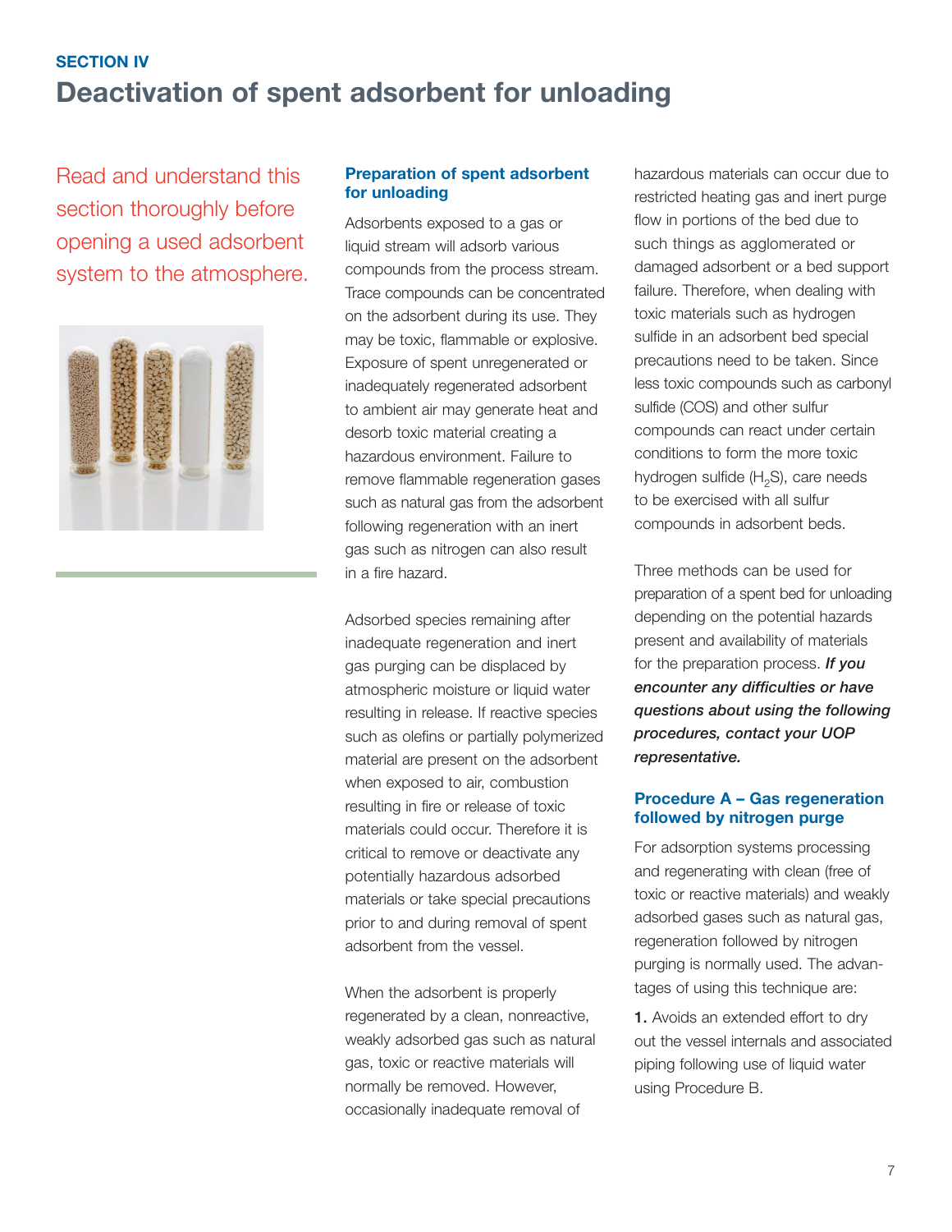## SECTION IV

# Deactivation of spent adsorbent for unloading

Read and understand this section thoroughly before opening a used adsorbent system to the atmosphere.

### Preparation of spent adsorbent for unloading

Adsorbents exposed to a gas or liquid stream will adsorb various compounds from the process stream. Trace compounds can be concentrated on the adsorbent during its use. They may be toxic, flammable or explosive. Exposure of spent unregenerated or inadequately regenerated adsorbent to ambient air may generate heat and desorb toxic material creating a hazardous environment. Failure to remove flammable regeneration gases such as natural gas from the adsorbent following regeneration with an inert gas such as nitrogen can also result in a fire hazard.

Adsorbed species remaining after inadequate regeneration and inert gas purging can be displaced by atmospheric moisture or liquid water resulting in release. If reactive species such as olefins or partially polymerized material are present on the adsorbent when exposed to air, combustion resulting in fire or release of toxic materials could occur. Therefore it is critical to remove or deactivate any potentially hazardous adsorbed materials or take special precautions prior to and during removal of spent adsorbent from the vessel.

When the adsorbent is properly regenerated by a clean, nonreactive, weakly adsorbed gas such as natural gas, toxic or reactive materials will normally be removed. However, occasionally inadequate removal of hazardous materials can occur due to restricted heating gas and inert purge flow in portions of the bed due to such things as agglomerated or damaged adsorbent or a bed support failure. Therefore, when dealing with toxic materials such as hydrogen sulfide in an adsorbent bed special precautions need to be taken. Since less toxic compounds such as carbonyl sulfide (COS) and other sulfur compounds can react under certain conditions to form the more toxic hydrogen sulfide ($H_2S$), care needs to be exercised with all sulfur compounds in adsorbent beds.

Three methods can be used for preparation of a spent bed for unloading depending on the potential hazards present and availability of materials for the preparation process. ***If you encounter any difficulties or have questions about using the following procedures, contact your UOP representative.***

### Procedure A – Gas regeneration followed by nitrogen purge

For adsorption systems processing and regenerating with clean (free of toxic or reactive materials) and weakly adsorbed gases such as natural gas, regeneration followed by nitrogen purging is normally used. The advantages of using this technique are:

**1.** Avoids an extended effort to dry out the vessel internals and associated piping following use of liquid water using Procedure B.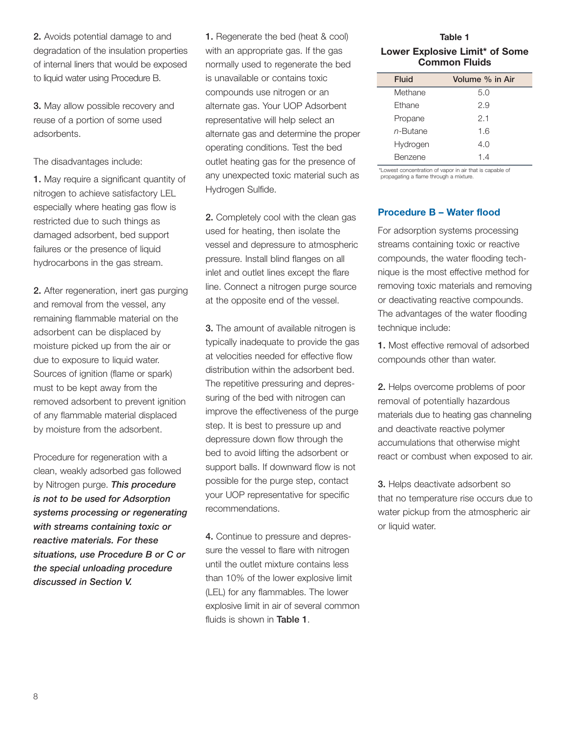**2.** Avoids potential damage to and degradation of the insulation properties of internal liners that would be exposed to liquid water using Procedure B.

**3.** May allow possible recovery and reuse of a portion of some used adsorbents.

The disadvantages include:

**1.** May require a significant quantity of nitrogen to achieve satisfactory LEL especially where heating gas flow is restricted due to such things as damaged adsorbent, bed support failures or the presence of liquid hydrocarbons in the gas stream.

**2.** After regeneration, inert gas purging and removal from the vessel, any remaining flammable material on the adsorbent can be displaced by moisture picked up from the air or due to exposure to liquid water. Sources of ignition (flame or spark) must to be kept away from the removed adsorbent to prevent ignition of any flammable material displaced by moisture from the adsorbent.

Procedure for regeneration with a clean, weakly adsorbed gas followed by Nitrogen purge. ***This procedure is not to be used for Adsorption systems processing or regenerating with streams containing toxic or reactive materials. For these situations, use Procedure B or C or the special unloading procedure discussed in Section V.***

**1.** Regenerate the bed (heat & cool) with an appropriate gas. If the gas normally used to regenerate the bed is unavailable or contains toxic compounds use nitrogen or an alternate gas. Your UOP Adsorbent representative will help select an alternate gas and determine the proper operating conditions. Test the bed outlet heating gas for the presence of any unexpected toxic material such as Hydrogen Sulfide.

**2.** Completely cool with the clean gas used for heating, then isolate the vessel and depressure to atmospheric pressure. Install blind flanges on all inlet and outlet lines except the flare line. Connect a nitrogen purge source at the opposite end of the vessel.

**3.** The amount of available nitrogen is typically inadequate to provide the gas at velocities needed for effective flow distribution within the adsorbent bed. The repetitive pressuring and depressuring of the bed with nitrogen can improve the effectiveness of the purge step. It is best to pressure up and depressure down flow through the bed to avoid lifting the adsorbent or support balls. If downward flow is not possible for the purge step, contact your UOP representative for specific recommendations.

**4.** Continue to pressure and depressure the vessel to flare with nitrogen until the outlet mixture contains less than 10% of the lower explosive limit (LEL) for any flammables. The lower explosive limit in air of several common fluids is shown in **Table 1**.

**Table 1**

**Lower Explosive Limit* of Some Common Fluids**

| Fluid | Volume % in Air |
|---|---|
| Methane | 5.0 |
| Ethane | 2.9 |
| Propane | 2.1 |
| *n*-Butane | 1.6 |
| Hydrogen | 4.0 |
| Benzene | 1.4 |

*Lowest concentration of vapor in air that is capable of propagating a flame through a mixture.

### Procedure B – Water flood

For adsorption systems processing streams containing toxic or reactive compounds, the water flooding technique is the most effective method for removing toxic materials and removing or deactivating reactive compounds. The advantages of the water flooding technique include:

**1.** Most effective removal of adsorbed compounds other than water.

**2.** Helps overcome problems of poor removal of potentially hazardous materials due to heating gas channeling and deactivate reactive polymer accumulations that otherwise might react or combust when exposed to air.

**3.** Helps deactivate adsorbent so that no temperature rise occurs due to water pickup from the atmospheric air or liquid water.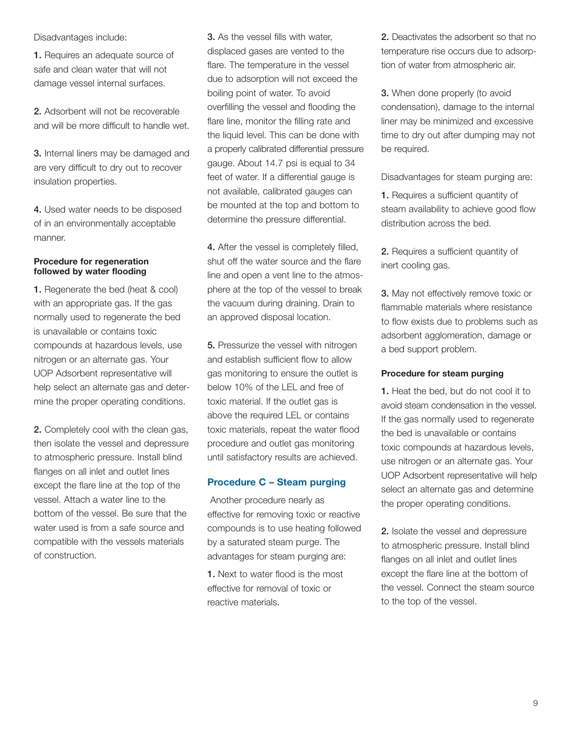Disadvantages include:

**1.** Requires an adequate source of safe and clean water that will not damage vessel internal surfaces.

**2.** Adsorbent will not be recoverable and will be more difficult to handle wet.

**3.** Internal liners may be damaged and are very difficult to dry out to recover insulation properties.

**4.** Used water needs to be disposed of in an environmentally acceptable manner.

**Procedure for regeneration followed by water flooding**

**1.** Regenerate the bed (heat & cool) with an appropriate gas. If the gas normally used to regenerate the bed is unavailable or contains toxic compounds at hazardous levels, use nitrogen or an alternate gas. Your UOP Adsorbent representative will help select an alternate gas and determine the proper operating conditions.

**2.** Completely cool with the clean gas, then isolate the vessel and depressure to atmospheric pressure. Install blind flanges on all inlet and outlet lines except the flare line at the top of the vessel. Attach a water line to the bottom of the vessel. Be sure that the water used is from a safe source and compatible with the vessels materials of construction.

**3.** As the vessel fills with water, displaced gases are vented to the flare. The temperature in the vessel due to adsorption will not exceed the boiling point of water. To avoid overfilling the vessel and flooding the flare line, monitor the filling rate and the liquid level. This can be done with a properly calibrated differential pressure gauge. About 14.7 psi is equal to 34 feet of water. If a differential gauge is not available, calibrated gauges can be mounted at the top and bottom to determine the pressure differential.

**4.** After the vessel is completely filled, shut off the water source and the flare line and open a vent line to the atmosphere at the top of the vessel to break the vacuum during draining. Drain to an approved disposal location.

**5.** Pressurize the vessel with nitrogen and establish sufficient flow to allow gas monitoring to ensure the outlet is below 10% of the LEL and free of toxic material. If the outlet gas is above the required LEL or contains toxic materials, repeat the water flood procedure and outlet gas monitoring until satisfactory results are achieved.

### Procedure C – Steam purging

Another procedure nearly as effective for removing toxic or reactive compounds is to use heating followed by a saturated steam purge. The advantages for steam purging are:

**1.** Next to water flood is the most effective for removal of toxic or reactive materials.

**2.** Deactivates the adsorbent so that no temperature rise occurs due to adsorption of water from atmospheric air.

**3.** When done properly (to avoid condensation), damage to the internal liner may be minimized and excessive time to dry out after dumping may not be required.

Disadvantages for steam purging are:

**1.** Requires a sufficient quantity of steam availability to achieve good flow distribution across the bed.

**2.** Requires a sufficient quantity of inert cooling gas.

**3.** May not effectively remove toxic or flammable materials where resistance to flow exists due to problems such as adsorbent agglomeration, damage or a bed support problem.

**Procedure for steam purging**

**1.** Heat the bed, but do not cool it to avoid steam condensation in the vessel. If the gas normally used to regenerate the bed is unavailable or contains toxic compounds at hazardous levels, use nitrogen or an alternate gas. Your UOP Adsorbent representative will help select an alternate gas and determine the proper operating conditions.

**2.** Isolate the vessel and depressure to atmospheric pressure. Install blind flanges on all inlet and outlet lines except the flare line at the bottom of the vessel. Connect the steam source to the top of the vessel.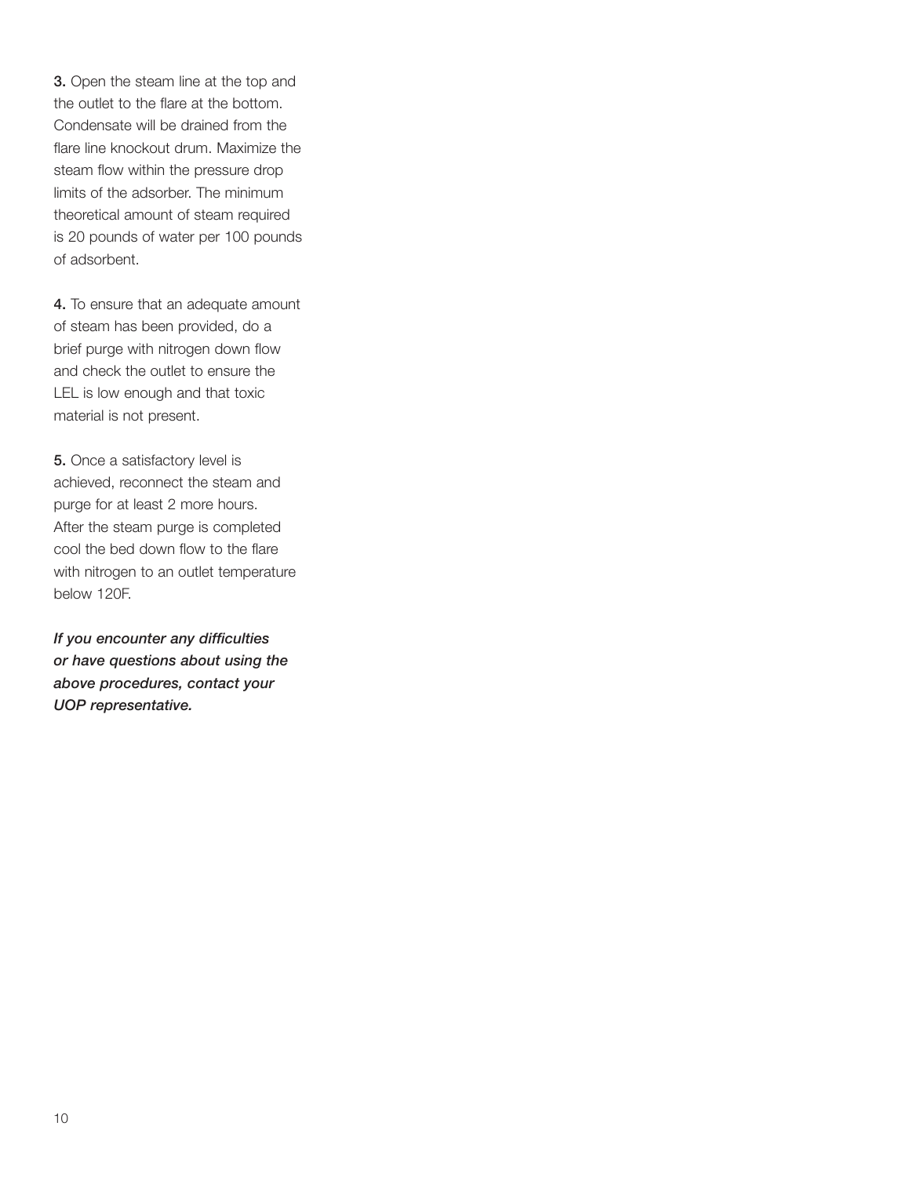**3.** Open the steam line at the top and the outlet to the flare at the bottom. Condensate will be drained from the flare line knockout drum. Maximize the steam flow within the pressure drop limits of the adsorber. The minimum theoretical amount of steam required is 20 pounds of water per 100 pounds of adsorbent.

**4.** To ensure that an adequate amount of steam has been provided, do a brief purge with nitrogen down flow and check the outlet to ensure the LEL is low enough and that toxic material is not present.

**5.** Once a satisfactory level is achieved, reconnect the steam and purge for at least 2 more hours. After the steam purge is completed cool the bed down flow to the flare with nitrogen to an outlet temperature below 120F.

***If you encounter any difficulties or have questions about using the above procedures, contact your UOP representative.***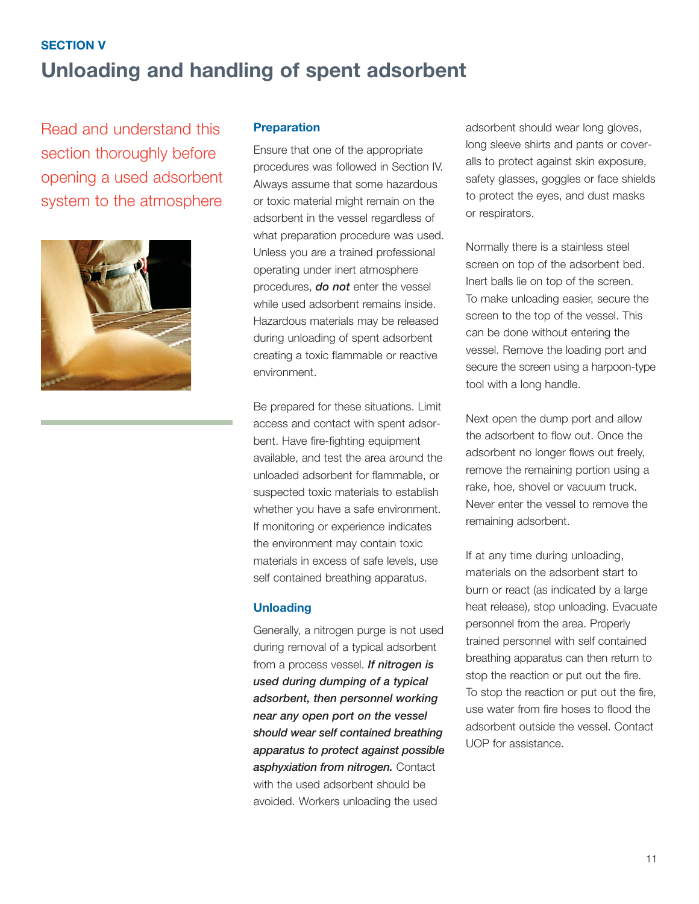SECTION V

# Unloading and handling of spent adsorbent

Read and understand this section thoroughly before opening a used adsorbent system to the atmosphere

## Preparation

Ensure that one of the appropriate procedures was followed in Section IV. Always assume that some hazardous or toxic material might remain on the adsorbent in the vessel regardless of what preparation procedure was used. Unless you are a trained professional operating under inert atmosphere procedures, ***do not*** enter the vessel while used adsorbent remains inside. Hazardous materials may be released during unloading of spent adsorbent creating a toxic flammable or reactive environment.

Be prepared for these situations. Limit access and contact with spent adsorbent. Have fire-fighting equipment available, and test the area around the unloaded adsorbent for flammable, or suspected toxic materials to establish whether you have a safe environment. If monitoring or experience indicates the environment may contain toxic materials in excess of safe levels, use self contained breathing apparatus.

## Unloading

Generally, a nitrogen purge is not used during removal of a typical adsorbent from a process vessel. ***If nitrogen is used during dumping of a typical adsorbent, then personnel working near any open port on the vessel should wear self contained breathing apparatus to protect against possible asphyxiation from nitrogen.*** Contact with the used adsorbent should be avoided. Workers unloading the used adsorbent should wear long gloves, long sleeve shirts and pants or coveralls to protect against skin exposure, safety glasses, goggles or face shields to protect the eyes, and dust masks or respirators.

Normally there is a stainless steel screen on top of the adsorbent bed. Inert balls lie on top of the screen. To make unloading easier, secure the screen to the top of the vessel. This can be done without entering the vessel. Remove the loading port and secure the screen using a harpoon-type tool with a long handle.

Next open the dump port and allow the adsorbent to flow out. Once the adsorbent no longer flows out freely, remove the remaining portion using a rake, hoe, shovel or vacuum truck. Never enter the vessel to remove the remaining adsorbent.

If at any time during unloading, materials on the adsorbent start to burn or react (as indicated by a large heat release), stop unloading. Evacuate personnel from the area. Properly trained personnel with self contained breathing apparatus can then return to stop the reaction or put out the fire. To stop the reaction or put out the fire, use water from fire hoses to flood the adsorbent outside the vessel. Contact UOP for assistance.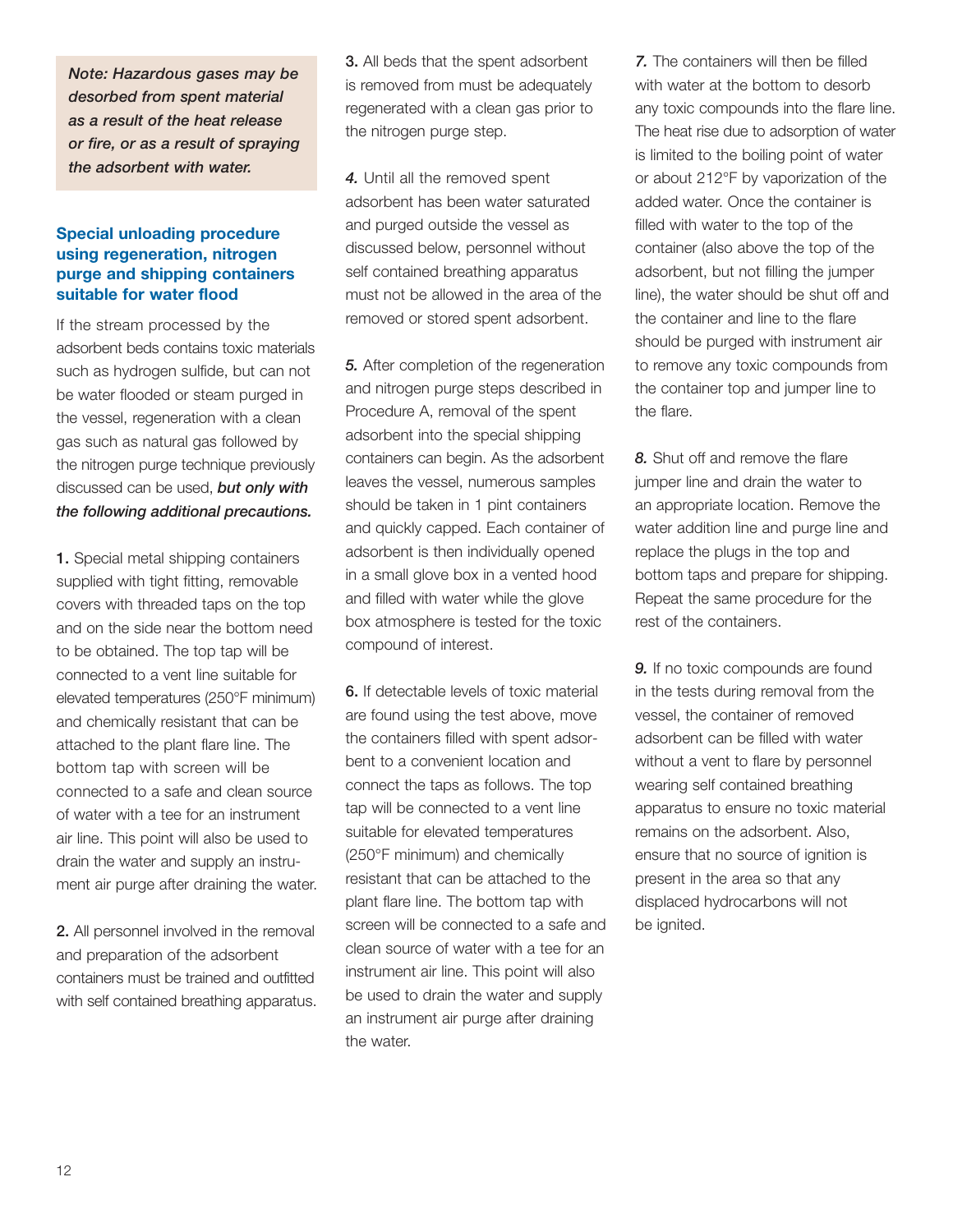***Note: Hazardous gases may be desorbed from spent material as a result of the heat release or fire, or as a result of spraying the adsorbent with water.***

### Special unloading procedure using regeneration, nitrogen purge and shipping containers suitable for water flood

If the stream processed by the adsorbent beds contains toxic materials such as hydrogen sulfide, but can not be water flooded or steam purged in the vessel, regeneration with a clean gas such as natural gas followed by the nitrogen purge technique previously discussed can be used, ***but only with the following additional precautions.***

**1.** Special metal shipping containers supplied with tight fitting, removable covers with threaded taps on the top and on the side near the bottom need to be obtained. The top tap will be connected to a vent line suitable for elevated temperatures (250°F minimum) and chemically resistant that can be attached to the plant flare line. The bottom tap with screen will be connected to a safe and clean source of water with a tee for an instrument air line. This point will also be used to drain the water and supply an instrument air purge after draining the water.

**2.** All personnel involved in the removal and preparation of the adsorbent containers must be trained and outfitted with self contained breathing apparatus.

**3.** All beds that the spent adsorbent is removed from must be adequately regenerated with a clean gas prior to the nitrogen purge step.

***4.*** Until all the removed spent adsorbent has been water saturated and purged outside the vessel as discussed below, personnel without self contained breathing apparatus must not be allowed in the area of the removed or stored spent adsorbent.

***5.*** After completion of the regeneration and nitrogen purge steps described in Procedure A, removal of the spent adsorbent into the special shipping containers can begin. As the adsorbent leaves the vessel, numerous samples should be taken in 1 pint containers and quickly capped. Each container of adsorbent is then individually opened in a small glove box in a vented hood and filled with water while the glove box atmosphere is tested for the toxic compound of interest.

**6.** If detectable levels of toxic material are found using the test above, move the containers filled with spent adsorbent to a convenient location and connect the taps as follows. The top tap will be connected to a vent line suitable for elevated temperatures (250°F minimum) and chemically resistant that can be attached to the plant flare line. The bottom tap with screen will be connected to a safe and clean source of water with a tee for an instrument air line. This point will also be used to drain the water and supply an instrument air purge after draining the water.

***7.*** The containers will then be filled with water at the bottom to desorb any toxic compounds into the flare line. The heat rise due to adsorption of water is limited to the boiling point of water or about 212°F by vaporization of the added water. Once the container is filled with water to the top of the container (also above the top of the adsorbent, but not filling the jumper line), the water should be shut off and the container and line to the flare should be purged with instrument air to remove any toxic compounds from the container top and jumper line to the flare.

***8.*** Shut off and remove the flare jumper line and drain the water to an appropriate location. Remove the water addition line and purge line and replace the plugs in the top and bottom taps and prepare for shipping. Repeat the same procedure for the rest of the containers.

***9.*** If no toxic compounds are found in the tests during removal from the vessel, the container of removed adsorbent can be filled with water without a vent to flare by personnel wearing self contained breathing apparatus to ensure no toxic material remains on the adsorbent. Also, ensure that no source of ignition is present in the area so that any displaced hydrocarbons will not be ignited.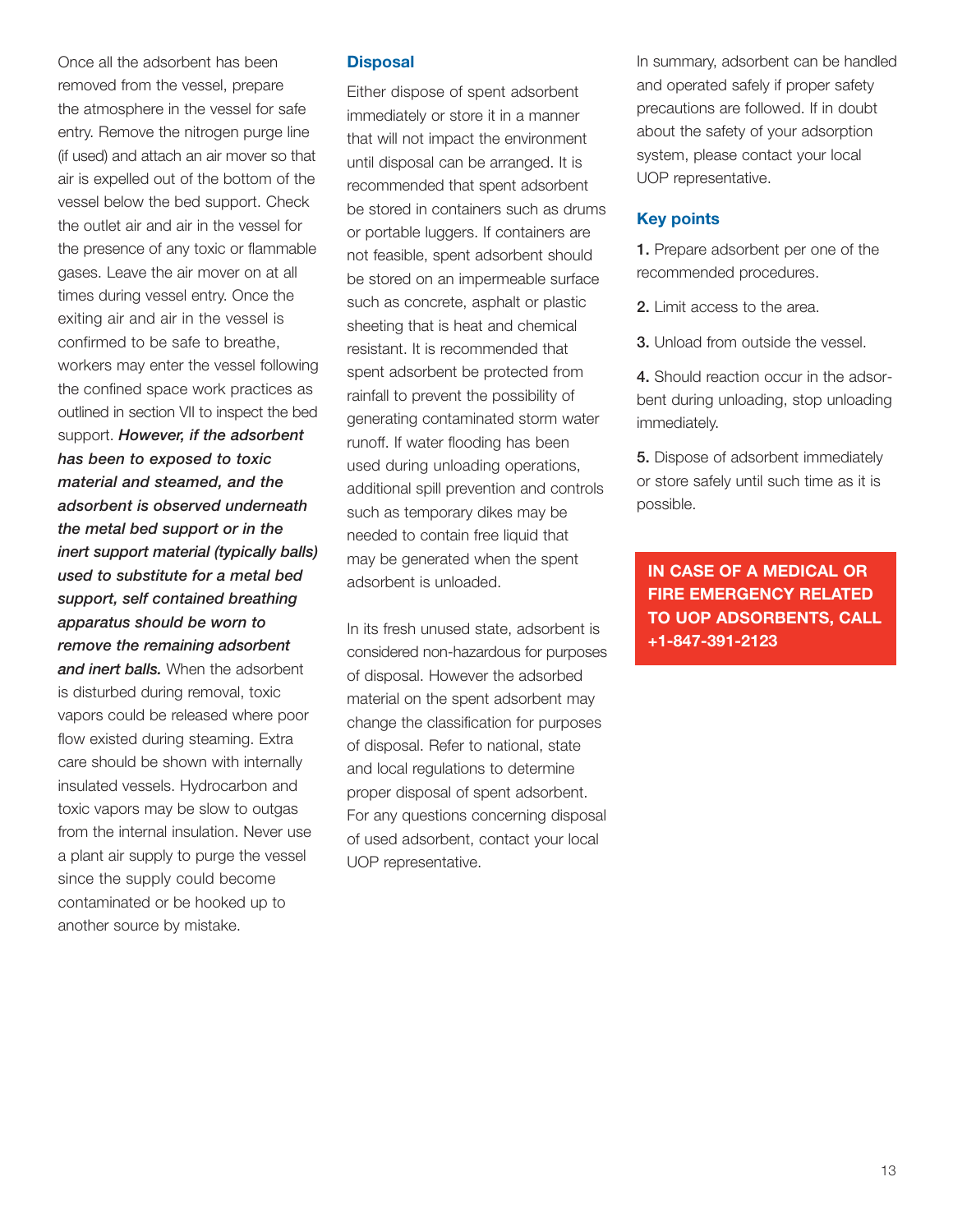Once all the adsorbent has been removed from the vessel, prepare the atmosphere in the vessel for safe entry. Remove the nitrogen purge line (if used) and attach an air mover so that air is expelled out of the bottom of the vessel below the bed support. Check the outlet air and air in the vessel for the presence of any toxic or flammable gases. Leave the air mover on at all times during vessel entry. Once the exiting air and air in the vessel is confirmed to be safe to breathe, workers may enter the vessel following the confined space work practices as outlined in section VII to inspect the bed support. ***However, if the adsorbent has been to exposed to toxic material and steamed, and the adsorbent is observed underneath the metal bed support or in the inert support material (typically balls) used to substitute for a metal bed support, self contained breathing apparatus should be worn to remove the remaining adsorbent and inert balls.*** When the adsorbent is disturbed during removal, toxic vapors could be released where poor flow existed during steaming. Extra care should be shown with internally insulated vessels. Hydrocarbon and toxic vapors may be slow to outgas from the internal insulation. Never use a plant air supply to purge the vessel since the supply could become contaminated or be hooked up to another source by mistake.

## Disposal

Either dispose of spent adsorbent immediately or store it in a manner that will not impact the environment until disposal can be arranged. It is recommended that spent adsorbent be stored in containers such as drums or portable luggers. If containers are not feasible, spent adsorbent should be stored on an impermeable surface such as concrete, asphalt or plastic sheeting that is heat and chemical resistant. It is recommended that spent adsorbent be protected from rainfall to prevent the possibility of generating contaminated storm water runoff. If water flooding has been used during unloading operations, additional spill prevention and controls such as temporary dikes may be needed to contain free liquid that may be generated when the spent adsorbent is unloaded.

In its fresh unused state, adsorbent is considered non-hazardous for purposes of disposal. However the adsorbed material on the spent adsorbent may change the classification for purposes of disposal. Refer to national, state and local regulations to determine proper disposal of spent adsorbent. For any questions concerning disposal of used adsorbent, contact your local UOP representative.

In summary, adsorbent can be handled and operated safely if proper safety precautions are followed. If in doubt about the safety of your adsorption system, please contact your local UOP representative.

## Key points

**1.** Prepare adsorbent per one of the recommended procedures.

**2.** Limit access to the area.

**3.** Unload from outside the vessel.

**4.** Should reaction occur in the adsorbent during unloading, stop unloading immediately.

**5.** Dispose of adsorbent immediately or store safely until such time as it is possible.

**IN CASE OF A MEDICAL OR FIRE EMERGENCY RELATED TO UOP ADSORBENTS, CALL +1-847-391-2123**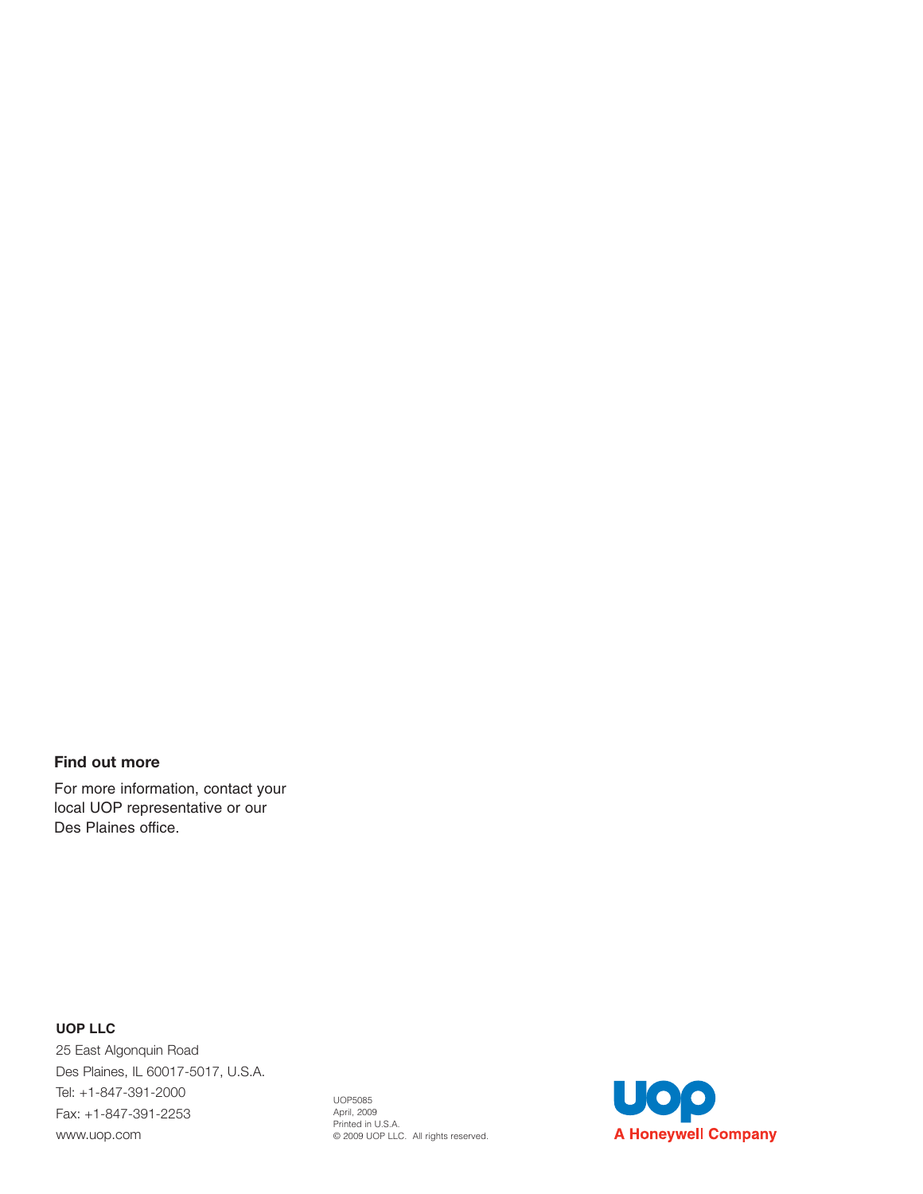## Find out more

For more information, contact your local UOP representative or our Des Plaines office.

**UOP LLC**

25 East Algonquin Road
Des Plaines, IL 60017-5017, U.S.A.
Tel: +1-847-391-2000
Fax: +1-847-391-2253
www.uop.com

UOP5085
April, 2009
Printed in U.S.A.
© 2009 UOP LLC. All rights reserved.

uop
A Honeywell Company